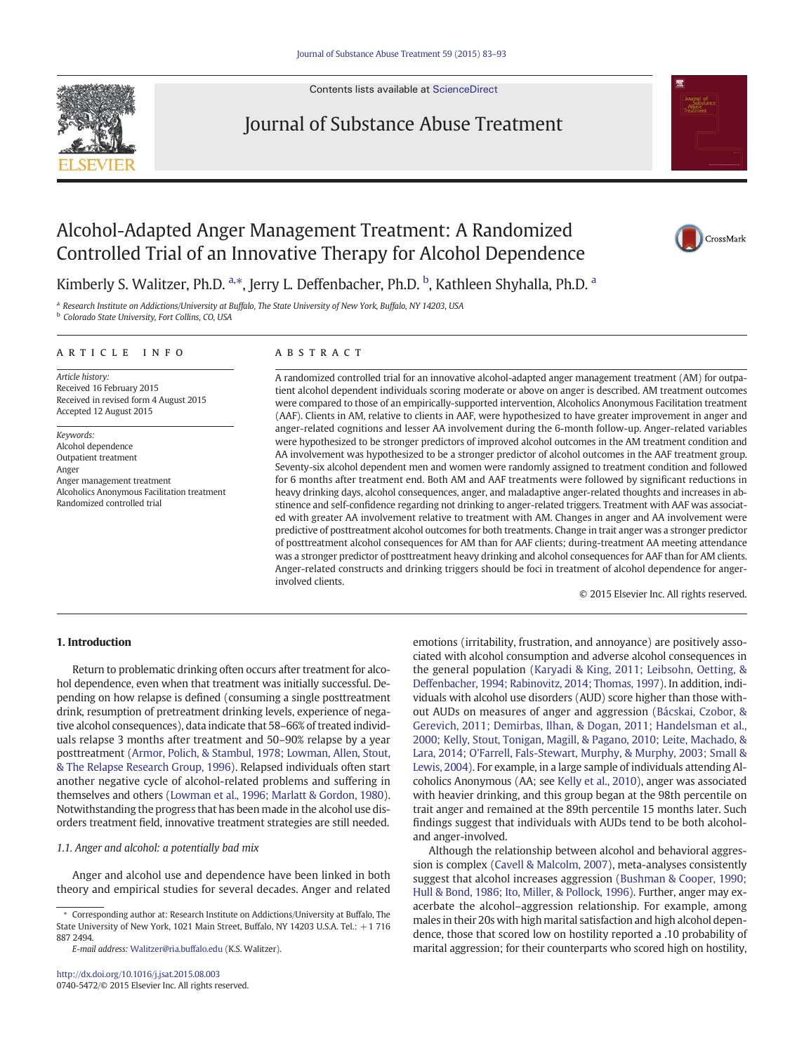# Alcohol-Adapted Anger Management Treatment: A Randomized Controlled Trial of an Innovative Therapy for Alcohol Dependence

Kimberly S. Walitzer, Ph.D. [a,*], Jerry L. Deffenbacher, Ph.D. [b], Kathleen Shyhalla, Ph.D. [a]

[a] Research Institute on Addictions/University at Buffalo, The State University of New York, Buffalo, NY 14203, USA
[b] Colorado State University, Fort Collins, CO, USA

## ARTICLE INFO

*Article history:*
Received 16 February 2015
Received in revised form 4 August 2015
Accepted 12 August 2015

*Keywords:*
Alcohol dependence
Outpatient treatment
Anger
Anger management treatment
Alcoholics Anonymous Facilitation treatment
Randomized controlled trial

## ABSTRACT

A randomized controlled trial for an innovative alcohol-adapted anger management treatment (AM) for outpatient alcohol dependent individuals scoring moderate or above on anger is described. AM treatment outcomes were compared to those of an empirically-supported intervention, Alcoholics Anonymous Facilitation treatment (AAF). Clients in AM, relative to clients in AAF, were hypothesized to have greater improvement in anger and anger-related cognitions and lesser AA involvement during the 6-month follow-up. Anger-related variables were hypothesized to be stronger predictors of improved alcohol outcomes in the AM treatment condition and AA involvement was hypothesized to be a stronger predictor of alcohol outcomes in the AAF treatment group. Seventy-six alcohol dependent men and women were randomly assigned to treatment condition and followed for 6 months after treatment end. Both AM and AAF treatments were followed by significant reductions in heavy drinking days, alcohol consequences, anger, and maladaptive anger-related thoughts and increases in abstinence and self-confidence regarding not drinking to anger-related triggers. Treatment with AAF was associated with greater AA involvement relative to treatment with AM. Changes in anger and AA involvement were predictive of posttreatment alcohol outcomes for both treatments. Change in trait anger was a stronger predictor of posttreatment alcohol consequences for AM than for AAF clients; during-treatment AA meeting attendance was a stronger predictor of posttreatment heavy drinking and alcohol consequences for AAF than for AM clients. Anger-related constructs and drinking triggers should be foci in treatment of alcohol dependence for anger-involved clients.

© 2015 Elsevier Inc. All rights reserved.

## 1. Introduction

Return to problematic drinking often occurs after treatment for alcohol dependence, even when that treatment was initially successful. Depending on how relapse is defined (consuming a single posttreatment drink, resumption of pretreatment drinking levels, experience of negative alcohol consequences), data indicate that 58–66% of treated individuals relapse 3 months after treatment and 50–90% relapse by a year posttreatment (Armor, Polich, & Stambul, 1978; Lowman, Allen, Stout, & The Relapse Research Group, 1996). Relapsed individuals often start another negative cycle of alcohol-related problems and suffering in themselves and others (Lowman et al., 1996; Marlatt & Gordon, 1980). Notwithstanding the progress that has been made in the alcohol use disorders treatment field, innovative treatment strategies are still needed.

### *1.1. Anger and alcohol: a potentially bad mix*

Anger and alcohol use and dependence have been linked in both theory and empirical studies for several decades. Anger and related emotions (irritability, frustration, and annoyance) are positively associated with alcohol consumption and adverse alcohol consequences in the general population (Karyadi & King, 2011; Leibsohn, Oetting, & Deffenbacher, 1994; Rabinovitz, 2014; Thomas, 1997). In addition, individuals with alcohol use disorders (AUD) score higher than those without AUDs on measures of anger and aggression (Bácskai, Czobor, & Gerevich, 2011; Demirbas, Ilhan, & Dogan, 2011; Handelsman et al., 2000; Kelly, Stout, Tonigan, Magill, & Pagano, 2010; Leite, Machado, & Lara, 2014; O'Farrell, Fals-Stewart, Murphy, & Murphy, 2003; Small & Lewis, 2004). For example, in a large sample of individuals attending Alcoholics Anonymous (AA; see Kelly et al., 2010), anger was associated with heavier drinking, and this group began at the 98th percentile on trait anger and remained at the 89th percentile 15 months later. Such findings suggest that individuals with AUDs tend to be both alcohol- and anger-involved.

Although the relationship between alcohol and behavioral aggression is complex (Cavell & Malcolm, 2007), meta-analyses consistently suggest that alcohol increases aggression (Bushman & Cooper, 1990; Hull & Bond, 1986; Ito, Miller, & Pollock, 1996). Further, anger may exacerbate the alcohol–aggression relationship. For example, among males in their 20s with high marital satisfaction and high alcohol dependence, those that scored low on hostility reported a .10 probability of marital aggression; for their counterparts who scored high on hostility,

* Corresponding author at: Research Institute on Addictions/University at Buffalo, The State University of New York, 1021 Main Street, Buffalo, NY 14203 U.S.A. Tel.: +1 716 887 2494.
*E-mail address:* Walitzer@ria.buffalo.edu (K.S. Walitzer).

http://dx.doi.org/10.1016/j.jsat.2015.08.003
0740-5472/© 2015 Elsevier Inc. All rights reserved.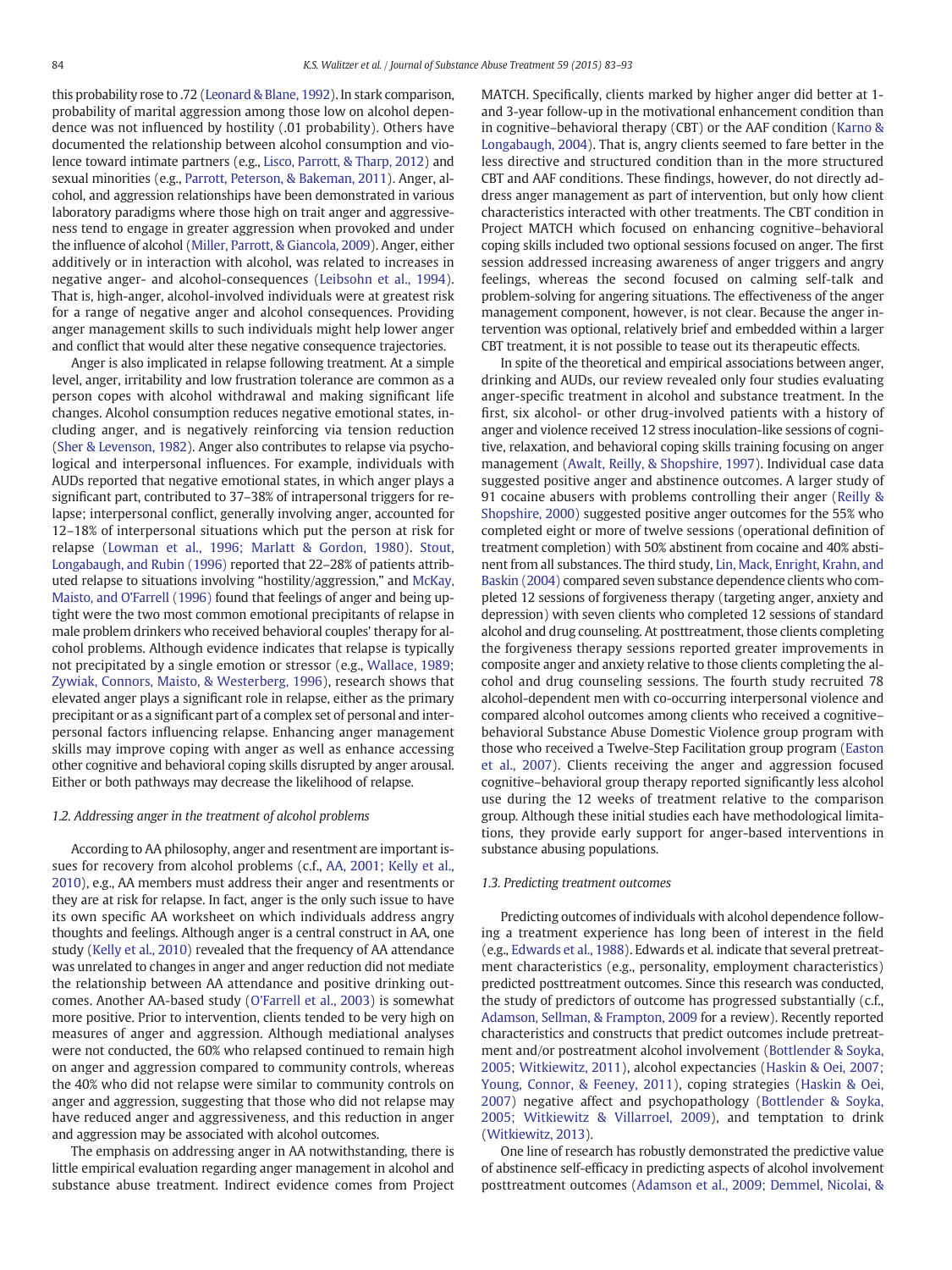this probability rose to .72 (Leonard & Blane, 1992). In stark comparison, probability of marital aggression among those low on alcohol dependence was not influenced by hostility (.01 probability). Others have documented the relationship between alcohol consumption and violence toward intimate partners (e.g., Lisco, Parrott, & Tharp, 2012) and sexual minorities (e.g., Parrott, Peterson, & Bakeman, 2011). Anger, alcohol, and aggression relationships have been demonstrated in various laboratory paradigms where those high on trait anger and aggressiveness tend to engage in greater aggression when provoked and under the influence of alcohol (Miller, Parrott, & Giancola, 2009). Anger, either additively or in interaction with alcohol, was related to increases in negative anger- and alcohol-consequences (Leibsohn et al., 1994). That is, high-anger, alcohol-involved individuals were at greatest risk for a range of negative anger and alcohol consequences. Providing anger management skills to such individuals might help lower anger and conflict that would alter these negative consequence trajectories.

Anger is also implicated in relapse following treatment. At a simple level, anger, irritability and low frustration tolerance are common as a person copes with alcohol withdrawal and making significant life changes. Alcohol consumption reduces negative emotional states, including anger, and is negatively reinforcing via tension reduction (Sher & Levenson, 1982). Anger also contributes to relapse via psychological and interpersonal influences. For example, individuals with AUDs reported that negative emotional states, in which anger plays a significant part, contributed to 37–38% of intrapersonal triggers for relapse; interpersonal conflict, generally involving anger, accounted for 12–18% of interpersonal situations which put the person at risk for relapse (Lowman et al., 1996; Marlatt & Gordon, 1980). Stout, Longabaugh, and Rubin (1996) reported that 22–28% of patients attributed relapse to situations involving "hostility/aggression," and McKay, Maisto, and O'Farrell (1996) found that feelings of anger and being uptight were the two most common emotional precipitants of relapse in male problem drinkers who received behavioral couples' therapy for alcohol problems. Although evidence indicates that relapse is typically not precipitated by a single emotion or stressor (e.g., Wallace, 1989; Zywiak, Connors, Maisto, & Westerberg, 1996), research shows that elevated anger plays a significant role in relapse, either as the primary precipitant or as a significant part of a complex set of personal and interpersonal factors influencing relapse. Enhancing anger management skills may improve coping with anger as well as enhance accessing other cognitive and behavioral coping skills disrupted by anger arousal. Either or both pathways may decrease the likelihood of relapse.

### 1.2. Addressing anger in the treatment of alcohol problems

According to AA philosophy, anger and resentment are important issues for recovery from alcohol problems (c.f., AA, 2001; Kelly et al., 2010), e.g., AA members must address their anger and resentments or they are at risk for relapse. In fact, anger is the only such issue to have its own specific AA worksheet on which individuals address angry thoughts and feelings. Although anger is a central construct in AA, one study (Kelly et al., 2010) revealed that the frequency of AA attendance was unrelated to changes in anger and anger reduction did not mediate the relationship between AA attendance and positive drinking outcomes. Another AA-based study (O'Farrell et al., 2003) is somewhat more positive. Prior to intervention, clients tended to be very high on measures of anger and aggression. Although mediational analyses were not conducted, the 60% who relapsed continued to remain high on anger and aggression compared to community controls, whereas the 40% who did not relapse were similar to community controls on anger and aggression, suggesting that those who did not relapse may have reduced anger and aggressiveness, and this reduction in anger and aggression may be associated with alcohol outcomes.

The emphasis on addressing anger in AA notwithstanding, there is little empirical evaluation regarding anger management in alcohol and substance abuse treatment. Indirect evidence comes from Project MATCH. Specifically, clients marked by higher anger did better at 1- and 3-year follow-up in the motivational enhancement condition than in cognitive–behavioral therapy (CBT) or the AAF condition (Karno & Longabaugh, 2004). That is, angry clients seemed to fare better in the less directive and structured condition than in the more structured CBT and AAF conditions. These findings, however, do not directly address anger management as part of intervention, but only how client characteristics interacted with other treatments. The CBT condition in Project MATCH which focused on enhancing cognitive–behavioral coping skills included two optional sessions focused on anger. The first session addressed increasing awareness of anger triggers and angry feelings, whereas the second focused on calming self-talk and problem-solving for angering situations. The effectiveness of the anger management component, however, is not clear. Because the anger intervention was optional, relatively brief and embedded within a larger CBT treatment, it is not possible to tease out its therapeutic effects.

In spite of the theoretical and empirical associations between anger, drinking and AUDs, our review revealed only four studies evaluating anger-specific treatment in alcohol and substance treatment. In the first, six alcohol- or other drug-involved patients with a history of anger and violence received 12 stress inoculation-like sessions of cognitive, relaxation, and behavioral coping skills training focusing on anger management (Awalt, Reilly, & Shopshire, 1997). Individual case data suggested positive anger and abstinence outcomes. A larger study of 91 cocaine abusers with problems controlling their anger (Reilly & Shopshire, 2000) suggested positive anger outcomes for the 55% who completed eight or more of twelve sessions (operational definition of treatment completion) with 50% abstinent from cocaine and 40% abstinent from all substances. The third study, Lin, Mack, Enright, Krahn, and Baskin (2004) compared seven substance dependence clients who completed 12 sessions of forgiveness therapy (targeting anger, anxiety and depression) with seven clients who completed 12 sessions of standard alcohol and drug counseling. At posttreatment, those clients completing the forgiveness therapy sessions reported greater improvements in composite anger and anxiety relative to those clients completing the alcohol and drug counseling sessions. The fourth study recruited 78 alcohol-dependent men with co-occurring interpersonal violence and compared alcohol outcomes among clients who received a cognitive–behavioral Substance Abuse Domestic Violence group program with those who received a Twelve-Step Facilitation group program (Easton et al., 2007). Clients receiving the anger and aggression focused cognitive–behavioral group therapy reported significantly less alcohol use during the 12 weeks of treatment relative to the comparison group. Although these initial studies each have methodological limitations, they provide early support for anger-based interventions in substance abusing populations.

### 1.3. Predicting treatment outcomes

Predicting outcomes of individuals with alcohol dependence following a treatment experience has long been of interest in the field (e.g., Edwards et al., 1988). Edwards et al. indicate that several pretreatment characteristics (e.g., personality, employment characteristics) predicted posttreatment outcomes. Since this research was conducted, the study of predictors of outcome has progressed substantially (c.f., Adamson, Sellman, & Frampton, 2009 for a review). Recently reported characteristics and constructs that predict outcomes include pretreatment and/or posttreatment alcohol involvement (Bottlender & Soyka, 2005; Witkiewitz, 2011), alcohol expectancies (Haskin & Oei, 2007; Young, Connor, & Feeney, 2011), coping strategies (Haskin & Oei, 2007) negative affect and psychopathology (Bottlender & Soyka, 2005; Witkiewitz & Villarroel, 2009), and temptation to drink (Witkiewitz, 2013).

One line of research has robustly demonstrated the predictive value of abstinence self-efficacy in predicting aspects of alcohol involvement posttreatment outcomes (Adamson et al., 2009; Demmel, Nicolai, &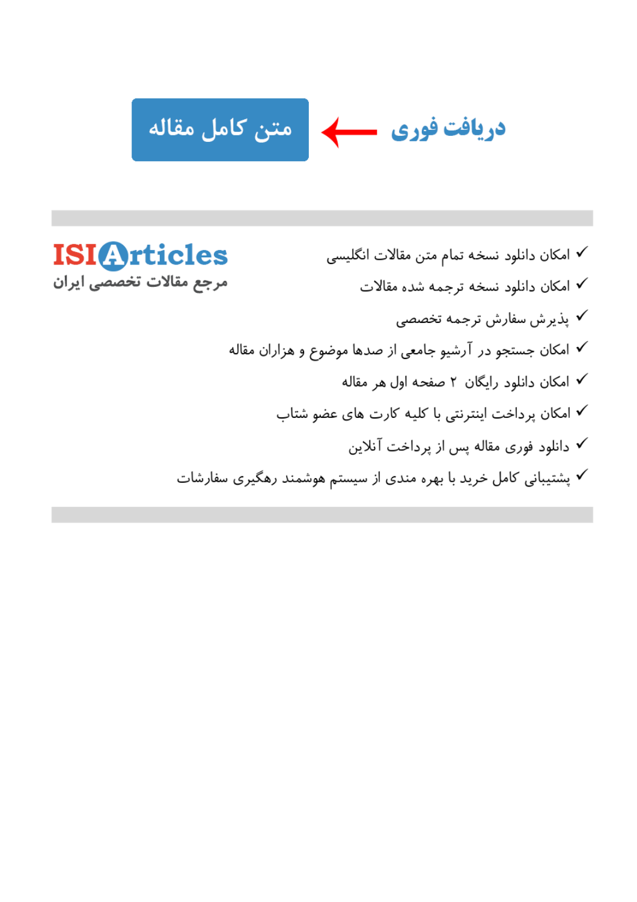**دریافت فوری** ← **متن کامل مقاله**

---

**ISIArticles**

**مرجع مقالات تخصصی ایران**

- ✓ امکان دانلود نسخه تمام متن مقالات انگلیسی
- ✓ امکان دانلود نسخه ترجمه شده مقالات
- ✓ پذیرش سفارش ترجمه تخصصی
- ✓ امکان جستجو در آرشیو جامعی از صدها موضوع و هزاران مقاله
- ✓ امکان دانلود رایگان ۲ صفحه اول هر مقاله
- ✓ امکان پرداخت اینترنتی با کلیه کارت های عضو شتاب
- ✓ دانلود فوری مقاله پس از پرداخت آنلاین
- ✓ پشتیبانی کامل خرید با بهره مندی از سیستم هوشمند رهگیری سفارشات

---